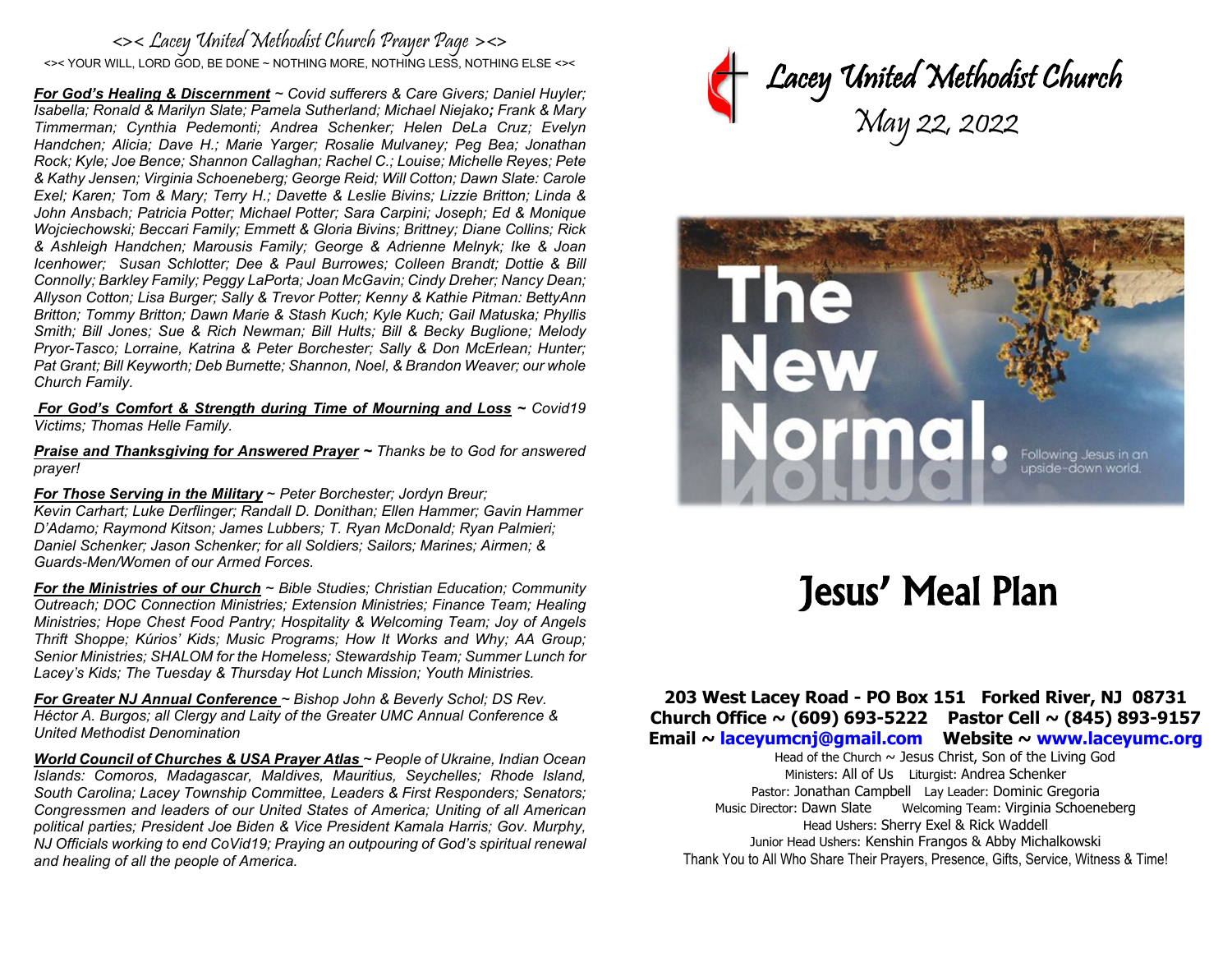# <>< Lacey United Methodist Church Prayer Page ><>

<>< YOUR WILL, LORD GOD, BE DONE ~ NOTHING MORE, NOTHING LESS, NOTHING ELSE <><

***For God's Healing & Discernment*** *~ Covid sufferers & Care Givers; Daniel Huyler; Isabella; Ronald & Marilyn Slate; Pamela Sutherland; Michael Niejako; Frank & Mary Timmerman; Cynthia Pedemonti; Andrea Schenker; Helen DeLa Cruz; Evelyn Handchen; Alicia; Dave H.; Marie Yarger; Rosalie Mulvaney; Peg Bea; Jonathan Rock; Kyle; Joe Bence; Shannon Callaghan; Rachel C.; Louise; Michelle Reyes; Pete & Kathy Jensen; Virginia Schoeneberg; George Reid; Will Cotton; Dawn Slate: Carole Exel; Karen; Tom & Mary; Terry H.; Davette & Leslie Bivins; Lizzie Britton; Linda & John Ansbach; Patricia Potter; Michael Potter; Sara Carpini; Joseph; Ed & Monique Wojciechowski; Beccari Family; Emmett & Gloria Bivins; Brittney; Diane Collins; Rick & Ashleigh Handchen; Marousis Family; George & Adrienne Melnyk; Ike & Joan Icenhower; Susan Schlotter; Dee & Paul Burrowes; Colleen Brandt; Dottie & Bill Connolly; Barkley Family; Peggy LaPorta; Joan McGavin; Cindy Dreher; Nancy Dean; Allyson Cotton; Lisa Burger; Sally & Trevor Potter; Kenny & Kathie Pitman: BettyAnn Britton; Tommy Britton; Dawn Marie & Stash Kuch; Kyle Kuch; Gail Matuska; Phyllis Smith; Bill Jones; Sue & Rich Newman; Bill Hults; Bill & Becky Buglione; Melody Pryor-Tasco; Lorraine, Katrina & Peter Borchester; Sally & Don McErlean; Hunter; Pat Grant; Bill Keyworth; Deb Burnette; Shannon, Noel, & Brandon Weaver; our whole Church Family.*

***For God's Comfort & Strength during Time of Mourning and Loss*** *~ Covid19 Victims; Thomas Helle Family.*

***Praise and Thanksgiving for Answered Prayer*** *~ Thanks be to God for answered prayer!*

***For Those Serving in the Military*** *~ Peter Borchester; Jordyn Breur; Kevin Carhart; Luke Derflinger; Randall D. Donithan; Ellen Hammer; Gavin Hammer D'Adamo; Raymond Kitson; James Lubbers; T. Ryan McDonald; Ryan Palmieri; Daniel Schenker; Jason Schenker; for all Soldiers; Sailors; Marines; Airmen; & Guards-Men/Women of our Armed Forces.*

***For the Ministries of our Church*** *~ Bible Studies; Christian Education; Community Outreach; DOC Connection Ministries; Extension Ministries; Finance Team; Healing Ministries; Hope Chest Food Pantry; Hospitality & Welcoming Team; Joy of Angels Thrift Shoppe; Kúrios' Kids; Music Programs; How It Works and Why; AA Group; Senior Ministries; SHALOM for the Homeless; Stewardship Team; Summer Lunch for Lacey's Kids; The Tuesday & Thursday Hot Lunch Mission; Youth Ministries.*

***For Greater NJ Annual Conference*** *~ Bishop John & Beverly Schol; DS Rev. Héctor A. Burgos; all Clergy and Laity of the Greater UMC Annual Conference & United Methodist Denomination*

***World Council of Churches & USA Prayer Atlas*** *~ People of Ukraine, Indian Ocean Islands: Comoros, Madagascar, Maldives, Mauritius, Seychelles; Rhode Island, South Carolina; Lacey Township Committee, Leaders & First Responders; Senators; Congressmen and leaders of our United States of America; Uniting of all American political parties; President Joe Biden & Vice President Kamala Harris; Gov. Murphy, NJ Officials working to end CoVid19; Praying an outpouring of God's spiritual renewal and healing of all the people of America.*

# Lacey United Methodist Church

## May 22, 2022

The New Normal. Following Jesus in an upside-down world.

# Jesus' Meal Plan

**203 West Lacey Road - PO Box 151 Forked River, NJ 08731**
**Church Office ~ (609) 693-5222 Pastor Cell ~ (845) 893-9157**
**Email ~ laceyumcnj@gmail.com Website ~ www.laceyumc.org**

Head of the Church ~ Jesus Christ, Son of the Living God
Ministers: All of Us Liturgist: Andrea Schenker
Pastor: Jonathan Campbell Lay Leader: Dominic Gregoria
Music Director: Dawn Slate Welcoming Team: Virginia Schoeneberg
Head Ushers: Sherry Exel & Rick Waddell
Junior Head Ushers: Kenshin Frangos & Abby Michalkowski
Thank You to All Who Share Their Prayers, Presence, Gifts, Service, Witness & Time!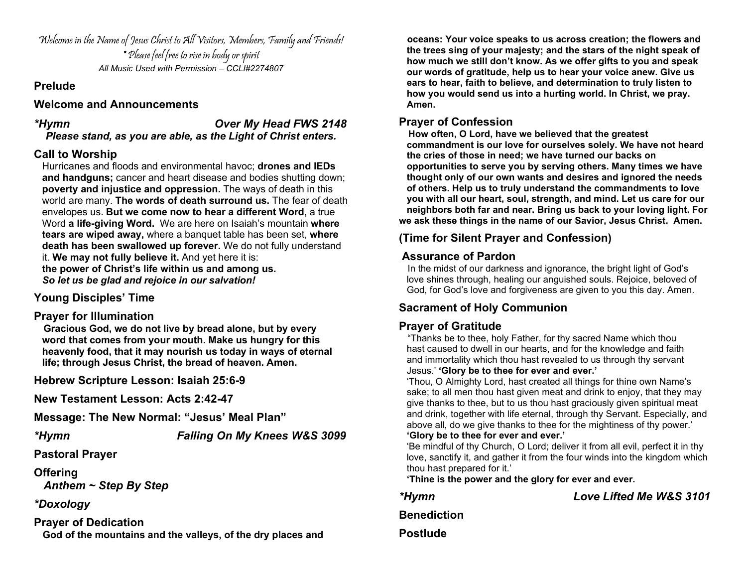*Welcome in the Name of Jesus Christ to All Visitors, Members, Family and Friends!*
*\* Please feel free to rise in body or spirit*
*All Music Used with Permission – CCLI#2274807*

## Prelude

## Welcome and Announcements

## *\*Hymn* *Over My Head FWS 2148*

***Please stand, as you are able, as the Light of Christ enters.***

## Call to Worship

Hurricanes and floods and environmental havoc; **drones and IEDs and handguns;** cancer and heart disease and bodies shutting down; **poverty and injustice and oppression.** The ways of death in this world are many. **The words of death surround us.** The fear of death envelopes us. **But we come now to hear a different Word,** a true Word **a life-giving Word.** We are here on Isaiah's mountain **where tears are wiped away,** where a banquet table has been set, **where death has been swallowed up forever.** We do not fully understand it. **We may not fully believe it.** And yet here it is:
**the power of Christ's life within us and among us.**
***So let us be glad and rejoice in our salvation!***

## Young Disciples' Time

## Prayer for Illumination

**Gracious God, we do not live by bread alone, but by every word that comes from your mouth. Make us hungry for this heavenly food, that it may nourish us today in ways of eternal life; through Jesus Christ, the bread of heaven. Amen.**

## Hebrew Scripture Lesson: Isaiah 25:6-9

## New Testament Lesson: Acts 2:42-47

## Message: The New Normal: "Jesus' Meal Plan"

## *\*Hymn* *Falling On My Knees W&S 3099*

## Pastoral Prayer

## Offering

***Anthem ~ Step By Step***

## *\*Doxology*

## Prayer of Dedication

**God of the mountains and the valleys, of the dry places and oceans: Your voice speaks to us across creation; the flowers and the trees sing of your majesty; and the stars of the night speak of how much we still don't know. As we offer gifts to you and speak our words of gratitude, help us to hear your voice anew. Give us ears to hear, faith to believe, and determination to truly listen to how you would send us into a hurting world. In Christ, we pray. Amen.**

## Prayer of Confession

**How often, O Lord, have we believed that the greatest commandment is our love for ourselves solely. We have not heard the cries of those in need; we have turned our backs on opportunities to serve you by serving others. Many times we have thought only of our own wants and desires and ignored the needs of others. Help us to truly understand the commandments to love you with all our heart, soul, strength, and mind. Let us care for our neighbors both far and near. Bring us back to your loving light. For we ask these things in the name of our Savior, Jesus Christ. Amen.**

## (Time for Silent Prayer and Confession)

## Assurance of Pardon

In the midst of our darkness and ignorance, the bright light of God's love shines through, healing our anguished souls. Rejoice, beloved of God, for God's love and forgiveness are given to you this day. Amen.

## Sacrament of Holy Communion

## Prayer of Gratitude

"Thanks be to thee, holy Father, for thy sacred Name which thou hast caused to dwell in our hearts, and for the knowledge and faith and immortality which thou hast revealed to us through thy servant Jesus.' **'Glory be to thee for ever and ever.'**

'Thou, O Almighty Lord, hast created all things for thine own Name's sake; to all men thou hast given meat and drink to enjoy, that they may give thanks to thee, but to us thou hast graciously given spiritual meat and drink, together with life eternal, through thy Servant. Especially, and above all, do we give thanks to thee for the mightiness of thy power.'
**'Glory be to thee for ever and ever.'**

'Be mindful of thy Church, O Lord; deliver it from all evil, perfect it in thy love, sanctify it, and gather it from the four winds into the kingdom which thou hast prepared for it.'

**'Thine is the power and the glory for ever and ever.**

## *\*Hymn* *Love Lifted Me W&S 3101*

## Benediction

## Postlude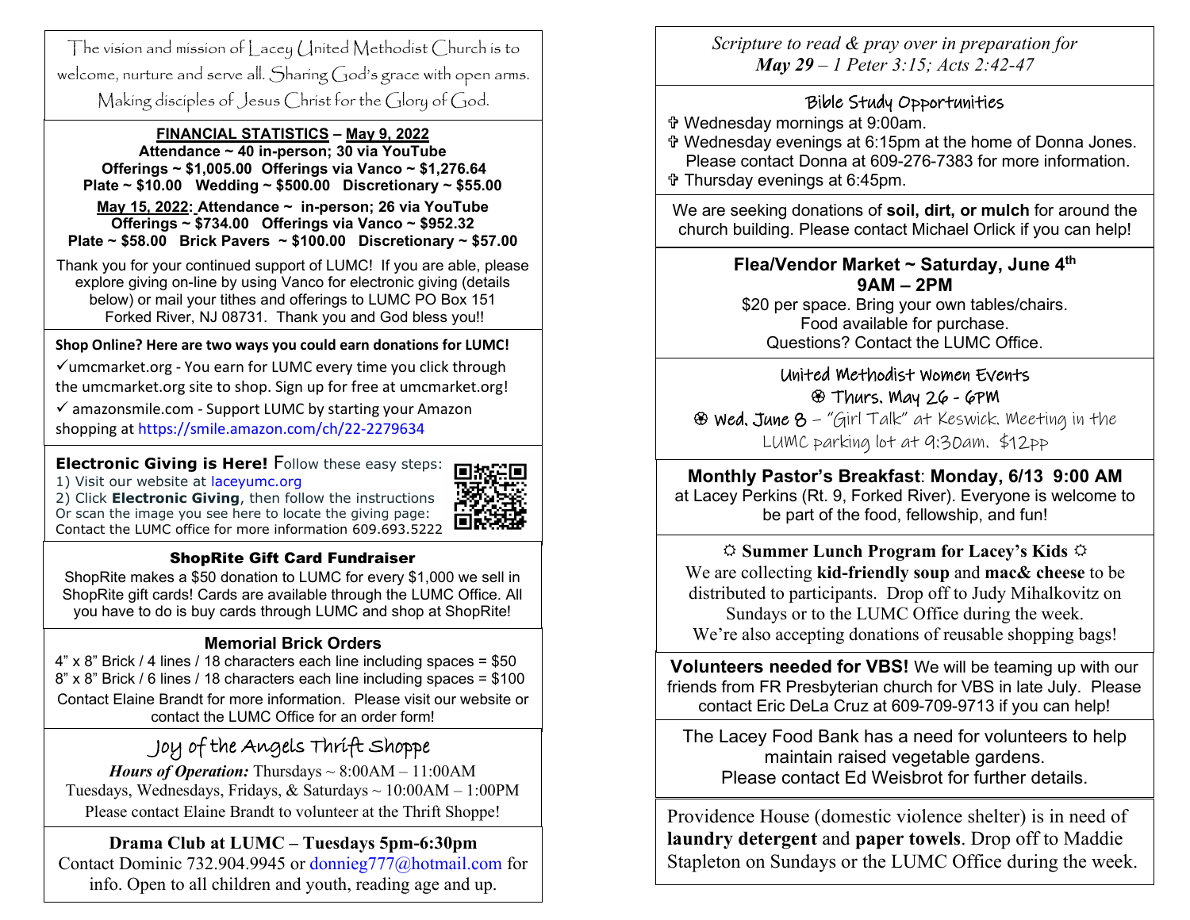The vision and mission of Lacey United Methodist Church is to welcome, nurture and serve all. Sharing God's grace with open arms. Making disciples of Jesus Christ for the Glory of God.

**FINANCIAL STATISTICS – May 9, 2022**
**Attendance ~ 40 in-person; 30 via YouTube**
**Offerings ~ $1,005.00 Offerings via Vanco ~ $1,276.64**
**Plate ~ $10.00 Wedding ~ $500.00 Discretionary ~ $55.00**

**May 15, 2022: Attendance ~ in-person; 26 via YouTube**
**Offerings ~ $734.00 Offerings via Vanco ~ $952.32**
**Plate ~ $58.00 Brick Pavers ~ $100.00 Discretionary ~ $57.00**

Thank you for your continued support of LUMC! If you are able, please explore giving on-line by using Vanco for electronic giving (details below) or mail your tithes and offerings to LUMC PO Box 151 Forked River, NJ 08731. Thank you and God bless you!!

**Shop Online? Here are two ways you could earn donations for LUMC!**

✓umcmarket.org - You earn for LUMC every time you click through the umcmarket.org site to shop. Sign up for free at umcmarket.org!

✓ amazonsmile.com - Support LUMC by starting your Amazon shopping at https://smile.amazon.com/ch/22-2279634

**Electronic Giving is Here!** Follow these easy steps:
1) Visit our website at laceyumc.org
2) Click **Electronic Giving**, then follow the instructions
Or scan the image you see here to locate the giving page:
Contact the LUMC office for more information 609.693.5222

**ShopRite Gift Card Fundraiser**

ShopRite makes a $50 donation to LUMC for every $1,000 we sell in ShopRite gift cards! Cards are available through the LUMC Office. All you have to do is buy cards through LUMC and shop at ShopRite!

**Memorial Brick Orders**

4" x 8" Brick / 4 lines / 18 characters each line including spaces = $50
8" x 8" Brick / 6 lines / 18 characters each line including spaces = $100
Contact Elaine Brandt for more information. Please visit our website or contact the LUMC Office for an order form!

**Joy of the Angels Thrift Shoppe**

***Hours of Operation:*** Thursdays ~ 8:00AM – 11:00AM
Tuesdays, Wednesdays, Fridays, & Saturdays ~ 10:00AM – 1:00PM
Please contact Elaine Brandt to volunteer at the Thrift Shoppe!

**Drama Club at LUMC – Tuesdays 5pm-6:30pm**
Contact Dominic 732.904.9945 or donnieg777@hotmail.com for info. Open to all children and youth, reading age and up.

*Scripture to read & pray over in preparation for*
***May 29** – 1 Peter 3:15; Acts 2:42-47*

**Bible Study Opportunities**

✞ Wednesday mornings at 9:00am.
✞ Wednesday evenings at 6:15pm at the home of Donna Jones. Please contact Donna at 609-276-7383 for more information.
✞ Thursday evenings at 6:45pm.

We are seeking donations of **soil, dirt, or mulch** for around the church building. Please contact Michael Orlick if you can help!

**Flea/Vendor Market ~ Saturday, June 4th**
**9AM – 2PM**
$20 per space. Bring your own tables/chairs.
Food available for purchase.
Questions? Contact the LUMC Office.

**United Methodist Women Events**

❁ Thurs. May 26 - 6PM
❁ Wed. June 8 – "Girl Talk" at Keswick. Meeting in the LUMC parking lot at 9:30am. $12pp

**Monthly Pastor's Breakfast**: **Monday, 6/13 9:00 AM**
at Lacey Perkins (Rt. 9, Forked River). Everyone is welcome to be part of the food, fellowship, and fun!

☼ **Summer Lunch Program for Lacey's Kids** ☼
We are collecting **kid-friendly soup** and **mac& cheese** to be distributed to participants. Drop off to Judy Mihalkovitz on Sundays or to the LUMC Office during the week.
We're also accepting donations of reusable shopping bags!

**Volunteers needed for VBS!** We will be teaming up with our friends from FR Presbyterian church for VBS in late July. Please contact Eric DeLa Cruz at 609-709-9713 if you can help!

The Lacey Food Bank has a need for volunteers to help maintain raised vegetable gardens.
Please contact Ed Weisbrot for further details.

Providence House (domestic violence shelter) is in need of **laundry detergent** and **paper towels**. Drop off to Maddie Stapleton on Sundays or the LUMC Office during the week.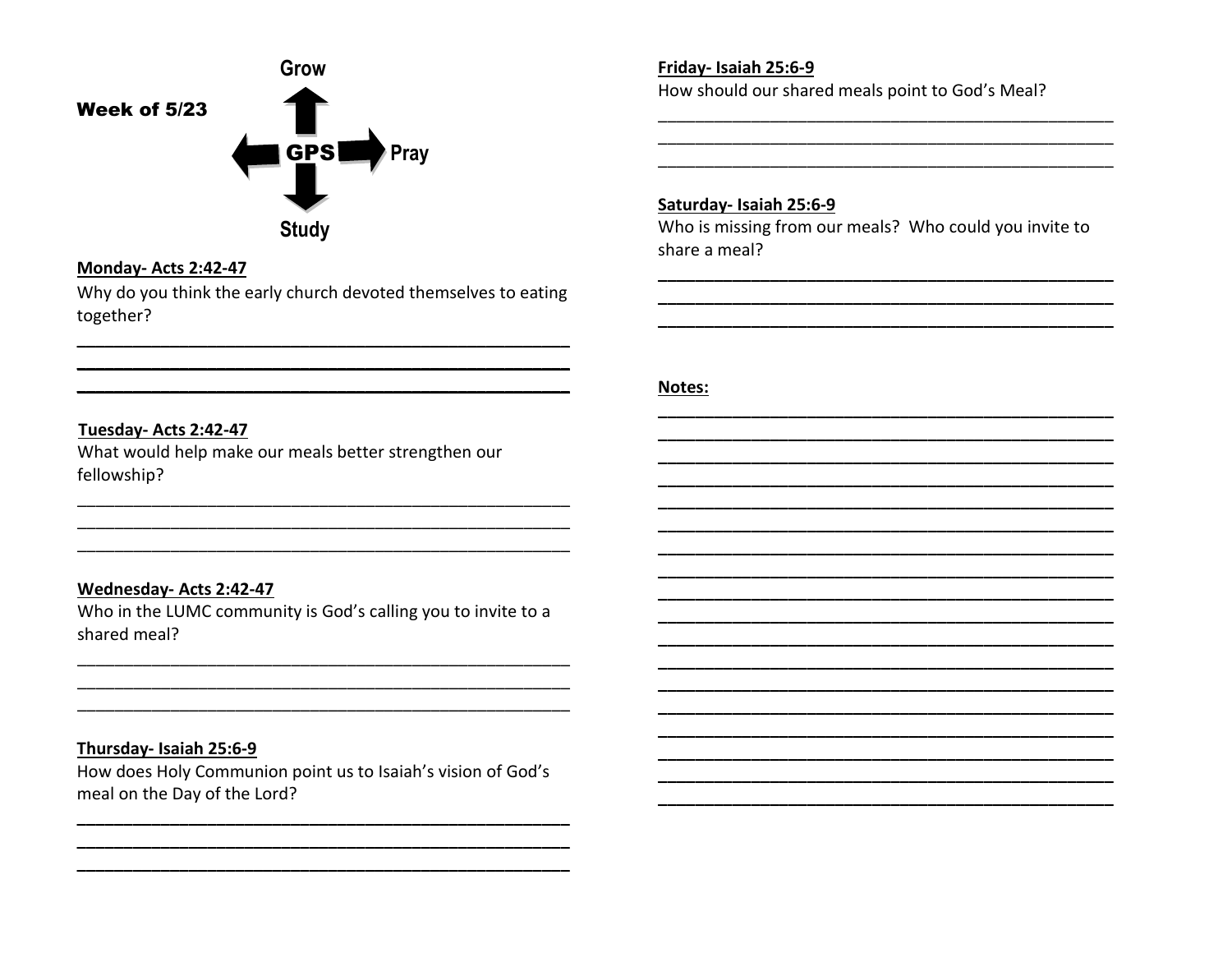**Week of 5/23**

Grow

GPS

Pray

Study

**Monday- Acts 2:42-47**

Why do you think the early church devoted themselves to eating together?

______________________________________________________
______________________________________________________
______________________________________________________

**Tuesday- Acts 2:42-47**

What would help make our meals better strengthen our fellowship?

______________________________________________________
______________________________________________________
______________________________________________________

**Wednesday- Acts 2:42-47**

Who in the LUMC community is God's calling you to invite to a shared meal?

______________________________________________________
______________________________________________________
______________________________________________________

**Thursday- Isaiah 25:6-9**

How does Holy Communion point us to Isaiah's vision of God's meal on the Day of the Lord?

______________________________________________________
______________________________________________________
______________________________________________________

**Friday- Isaiah 25:6-9**

How should our shared meals point to God's Meal?

______________________________________________________
______________________________________________________
______________________________________________________

**Saturday- Isaiah 25:6-9**

Who is missing from our meals? Who could you invite to share a meal?

______________________________________________________
______________________________________________________
______________________________________________________

**Notes:**

______________________________________________________
______________________________________________________
______________________________________________________
______________________________________________________
______________________________________________________
______________________________________________________
______________________________________________________
______________________________________________________
______________________________________________________
______________________________________________________
______________________________________________________
______________________________________________________
______________________________________________________
______________________________________________________
______________________________________________________
______________________________________________________
______________________________________________________
______________________________________________________